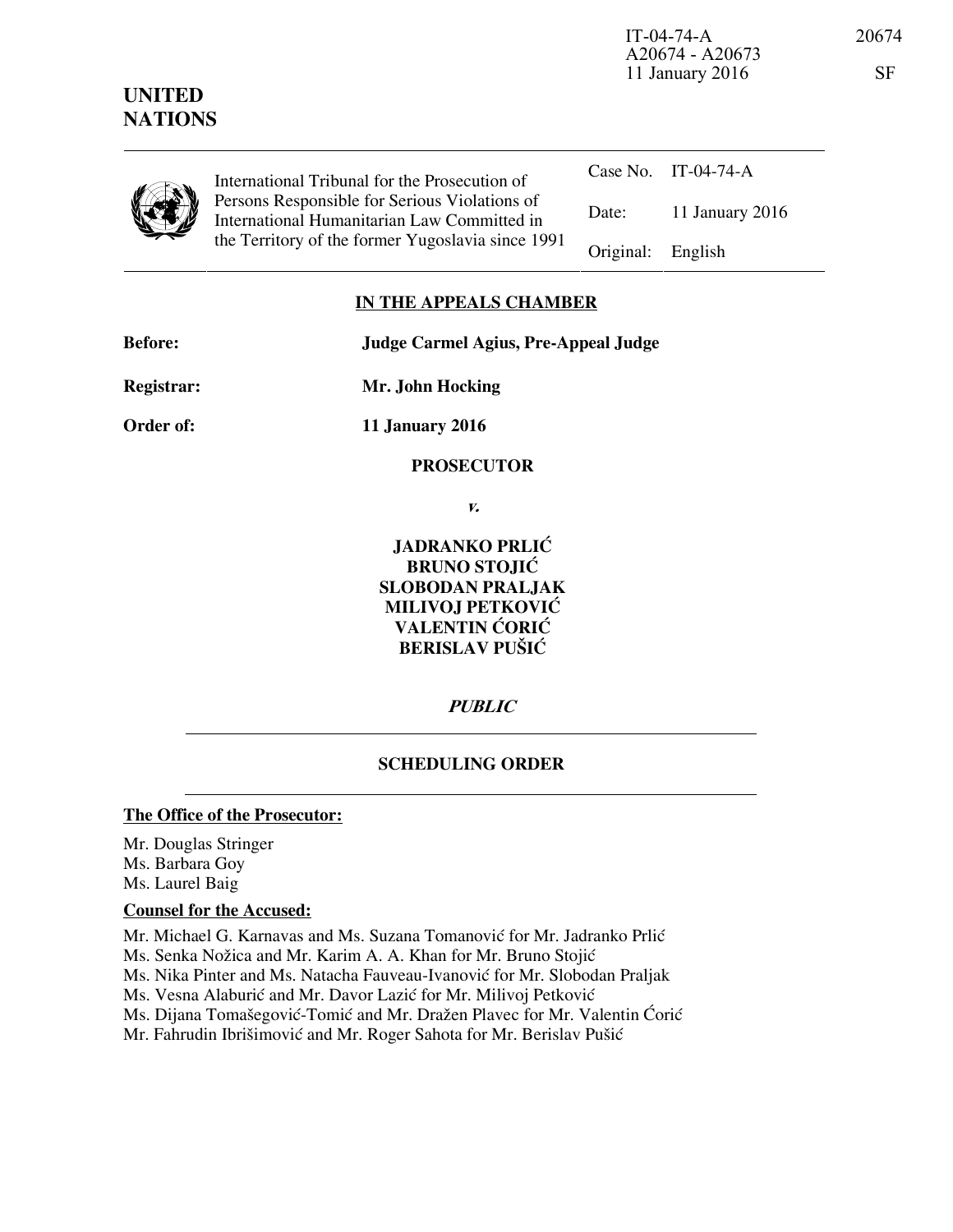IT-04-74-A 20674
A20674 - A20673
11 January 2016 SF

**UNITED NATIONS**

International Tribunal for the Prosecution of Persons Responsible for Serious Violations of International Humanitarian Law Committed in the Territory of the former Yugoslavia since 1991

| | |
|---|---|
| Case No. | IT-04-74-A |
| Date: | 11 January 2016 |
| Original: | English |

## IN THE APPEALS CHAMBER

**Before:** **Judge Carmel Agius, Pre-Appeal Judge**

**Registrar:** **Mr. John Hocking**

**Order of:** **11 January 2016**

**PROSECUTOR**

***v.***

**JADRANKO PRLIĆ**
**BRUNO STOJIĆ**
**SLOBODAN PRALJAK**
**MILIVOJ PETKOVIĆ**
**VALENTIN ĆORIĆ**
**BERISLAV PUŠIĆ**

***PUBLIC***

**SCHEDULING ORDER**

**The Office of the Prosecutor:**

Mr. Douglas Stringer
Ms. Barbara Goy
Ms. Laurel Baig

**Counsel for the Accused:**

Mr. Michael G. Karnavas and Ms. Suzana Tomanović for Mr. Jadranko Prlić
Ms. Senka Nožica and Mr. Karim A. A. Khan for Mr. Bruno Stojić
Ms. Nika Pinter and Ms. Natacha Fauveau-Ivanović for Mr. Slobodan Praljak
Ms. Vesna Alaburić and Mr. Davor Lazić for Mr. Milivoj Petković
Ms. Dijana Tomašegović-Tomić and Mr. Dražen Plavec for Mr. Valentin Ćorić
Mr. Fahrudin Ibrišimović and Mr. Roger Sahota for Mr. Berislav Pušić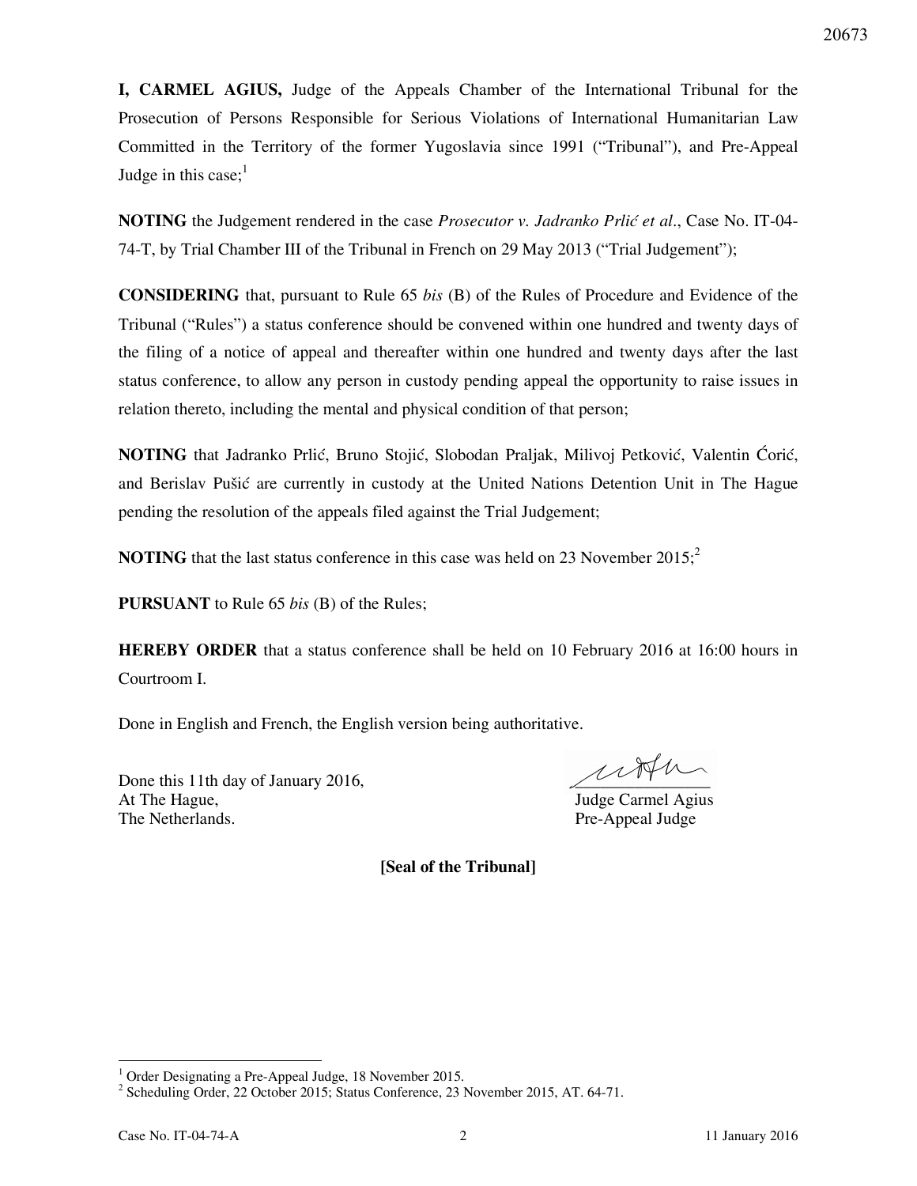**I, CARMEL AGIUS,** Judge of the Appeals Chamber of the International Tribunal for the Prosecution of Persons Responsible for Serious Violations of International Humanitarian Law Committed in the Territory of the former Yugoslavia since 1991 ("Tribunal"), and Pre-Appeal Judge in this case;[1]

**NOTING** the Judgement rendered in the case *Prosecutor v. Jadranko Prlić et al.*, Case No. IT-04-74-T, by Trial Chamber III of the Tribunal in French on 29 May 2013 ("Trial Judgement");

**CONSIDERING** that, pursuant to Rule 65 *bis* (B) of the Rules of Procedure and Evidence of the Tribunal ("Rules") a status conference should be convened within one hundred and twenty days of the filing of a notice of appeal and thereafter within one hundred and twenty days after the last status conference, to allow any person in custody pending appeal the opportunity to raise issues in relation thereto, including the mental and physical condition of that person;

**NOTING** that Jadranko Prlić, Bruno Stojić, Slobodan Praljak, Milivoj Petković, Valentin Ćorić, and Berislav Pušić are currently in custody at the United Nations Detention Unit in The Hague pending the resolution of the appeals filed against the Trial Judgement;

**NOTING** that the last status conference in this case was held on 23 November 2015;[2]

**PURSUANT** to Rule 65 *bis* (B) of the Rules;

**HEREBY ORDER** that a status conference shall be held on 10 February 2016 at 16:00 hours in Courtroom I.

Done in English and French, the English version being authoritative.

Done this 11th day of January 2016,
At The Hague,
The Netherlands.

Judge Carmel Agius
Pre-Appeal Judge

**[Seal of the Tribunal]**

---

[1] Order Designating a Pre-Appeal Judge, 18 November 2015.

[2] Scheduling Order, 22 October 2015; Status Conference, 23 November 2015, AT. 64-71.